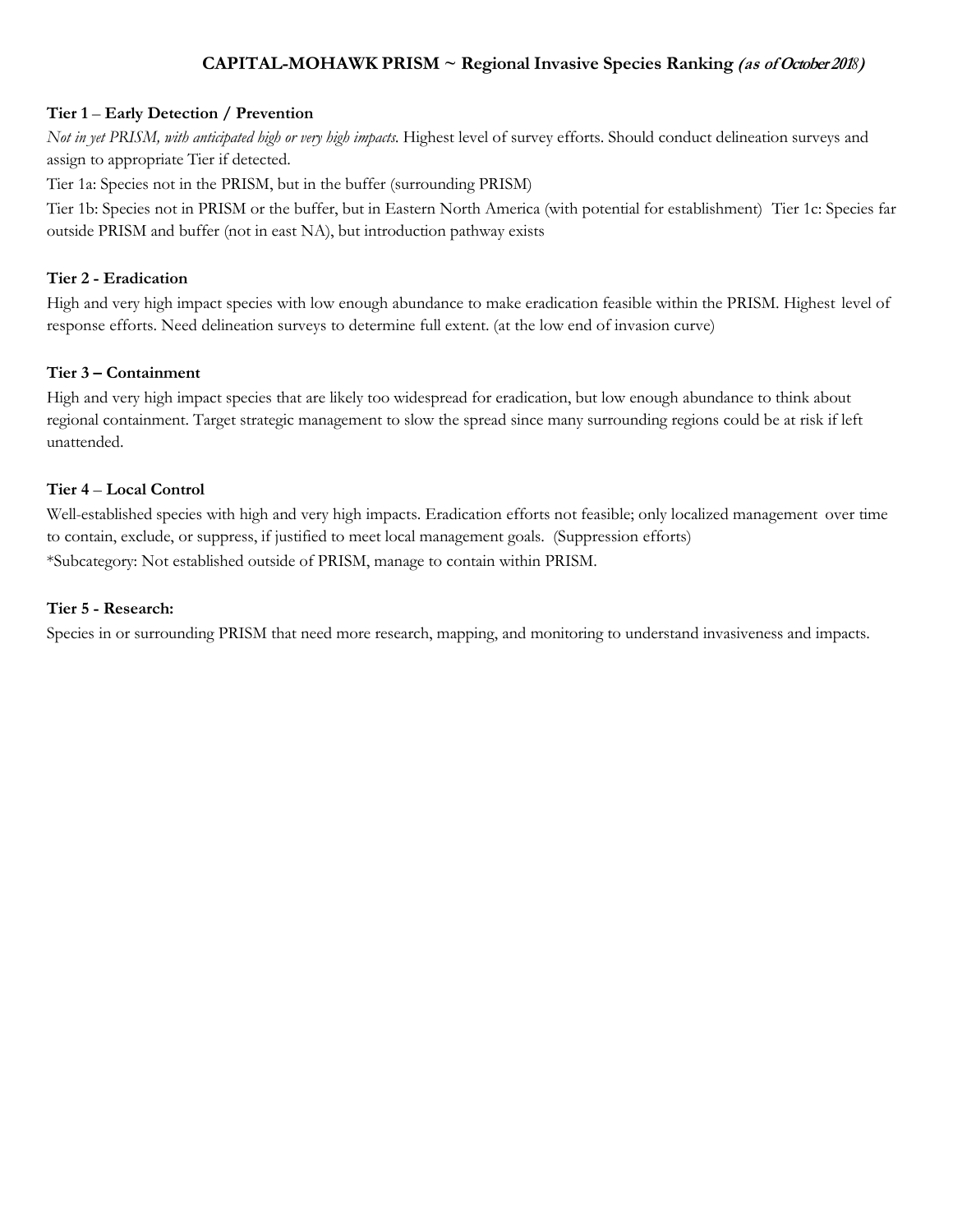# CAPITAL-MOHAWK PRISM ~ Regional Invasive Species Ranking *(as of October 2018)*

**Tier 1 – Early Detection / Prevention**

*Not in yet PRISM, with anticipated high or very high impacts.* Highest level of survey efforts. Should conduct delineation surveys and assign to appropriate Tier if detected.

Tier 1a: Species not in the PRISM, but in the buffer (surrounding PRISM)

Tier 1b: Species not in PRISM or the buffer, but in Eastern North America (with potential for establishment) Tier 1c: Species far outside PRISM and buffer (not in east NA), but introduction pathway exists

**Tier 2 - Eradication**

High and very high impact species with low enough abundance to make eradication feasible within the PRISM. Highest level of response efforts. Need delineation surveys to determine full extent. (at the low end of invasion curve)

**Tier 3 – Containment**

High and very high impact species that are likely too widespread for eradication, but low enough abundance to think about regional containment. Target strategic management to slow the spread since many surrounding regions could be at risk if left unattended.

**Tier 4 – Local Control**

Well-established species with high and very high impacts. Eradication efforts not feasible; only localized management over time to contain, exclude, or suppress, if justified to meet local management goals. (Suppression efforts)

*Subcategory: Not established outside of PRISM, manage to contain within PRISM.

**Tier 5 - Research:**

Species in or surrounding PRISM that need more research, mapping, and monitoring to understand invasiveness and impacts.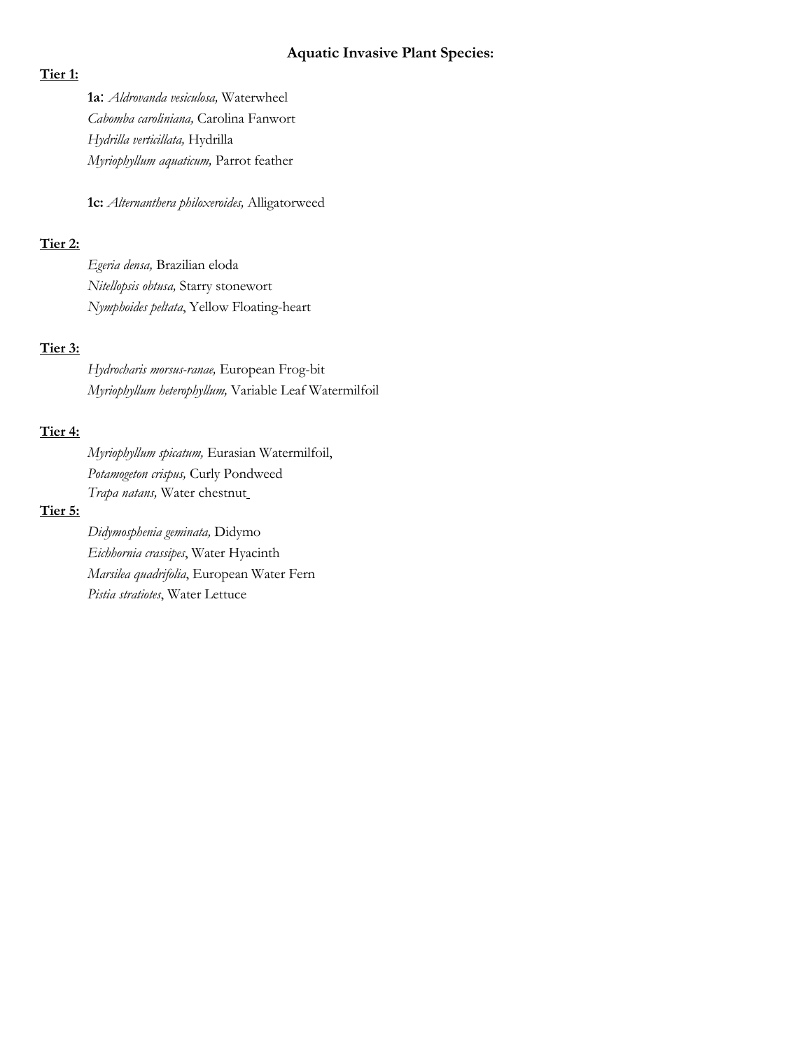# Aquatic Invasive Plant Species:

**Tier 1:**

**1a**: *Aldrovanda vesiculosa,* Waterwheel
*Cabomba caroliniana,* Carolina Fanwort
*Hydrilla verticillata,* Hydrilla
*Myriophyllum aquaticum,* Parrot feather

**1c:** *Alternanthera philoxeroides,* Alligatorweed

**Tier 2:**

*Egeria densa,* Brazilian eloda
*Nitellopsis obtusa,* Starry stonewort
*Nymphoides peltata*, Yellow Floating-heart

**Tier 3:**

*Hydrocharis morsus-ranae,* European Frog-bit
*Myriophyllum heterophyllum,* Variable Leaf Watermilfoil

**Tier 4:**

*Myriophyllum spicatum,* Eurasian Watermilfoil,
*Potamogeton crispus,* Curly Pondweed
*Trapa natans,* Water chestnut

**Tier 5:**

*Didymosphenia geminata,* Didymo
*Eichhornia crassipes*, Water Hyacinth
*Marsilea quadrifolia*, European Water Fern
*Pistia stratiotes*, Water Lettuce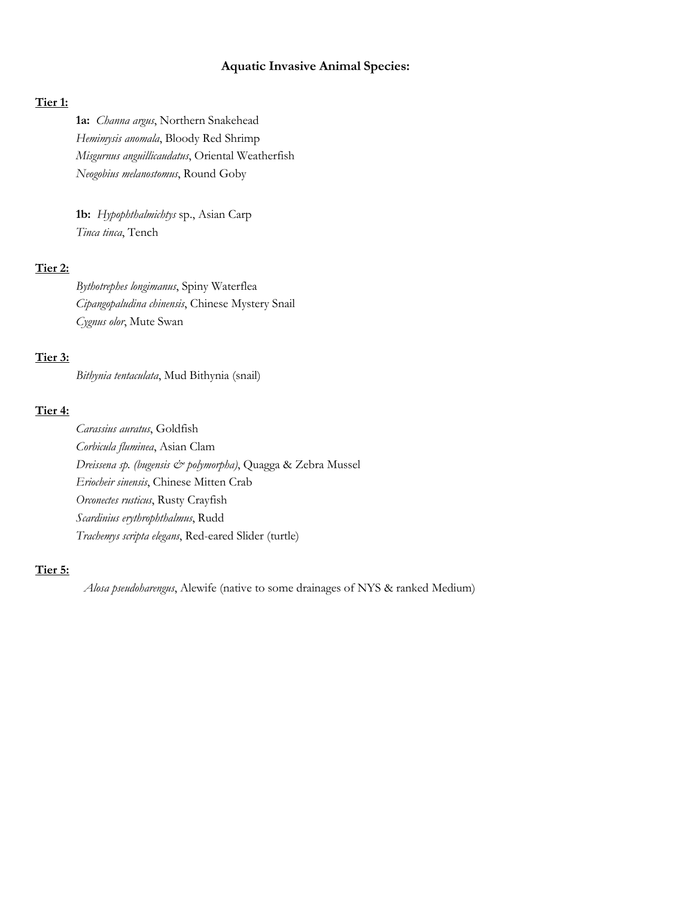## Aquatic Invasive Animal Species:

**Tier 1:**

**1a:** *Channa argus*, Northern Snakehead
*Hemimysis anomala*, Bloody Red Shrimp
*Misgurnus anguillicaudatus*, Oriental Weatherfish
*Neogobius melanostomus*, Round Goby

**1b:** *Hypophthalmichtys* sp., Asian Carp
*Tinca tinca*, Tench

**Tier 2:**

*Bythotrephes longimanus*, Spiny Waterflea
*Cipangopaludina chinensis*, Chinese Mystery Snail
*Cygnus olor*, Mute Swan

**Tier 3:**

*Bithynia tentaculata*, Mud Bithynia (snail)

**Tier 4:**

*Carassius auratus*, Goldfish
*Corbicula fluminea*, Asian Clam
*Dreissena sp. (bugensis & polymorpha)*, Quagga & Zebra Mussel
*Eriocheir sinensis*, Chinese Mitten Crab
*Orconectes rusticus*, Rusty Crayfish
*Scardinius erythrophthalmus*, Rudd
*Trachemys scripta elegans*, Red-eared Slider (turtle)

**Tier 5:**

*Alosa pseudoharengus*, Alewife (native to some drainages of NYS & ranked Medium)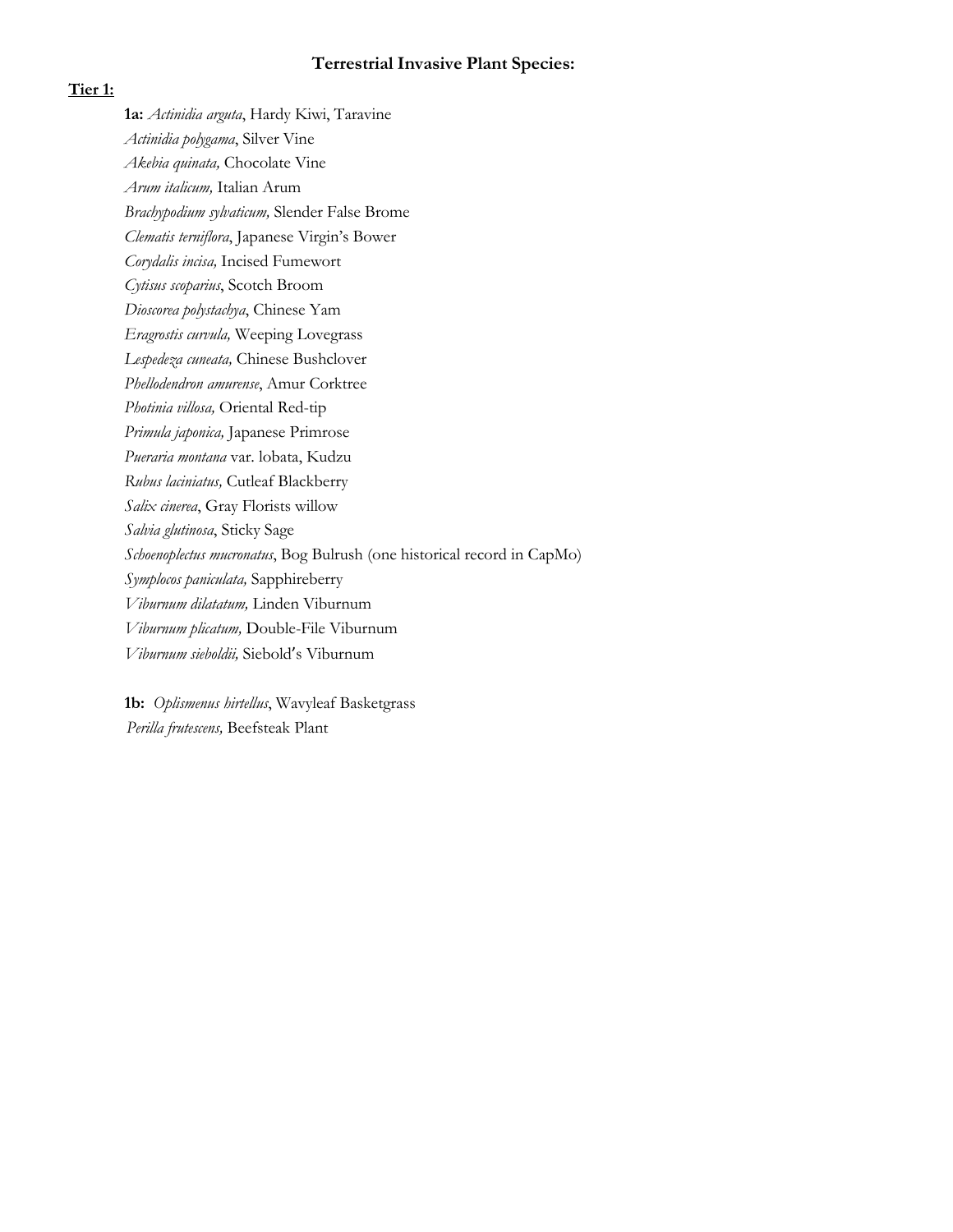## Terrestrial Invasive Plant Species:

**Tier 1:**

**1a:** *Actinidia arguta*, Hardy Kiwi, Taravine
*Actinidia polygama*, Silver Vine
*Akebia quinata,* Chocolate Vine
*Arum italicum,* Italian Arum
*Brachypodium sylvaticum,* Slender False Brome
*Clematis terniflora*, Japanese Virgin's Bower
*Corydalis incisa,* Incised Fumewort
*Cytisus scoparius*, Scotch Broom
*Dioscorea polystachya*, Chinese Yam
*Eragrostis curvula,* Weeping Lovegrass
*Lespedeza cuneata,* Chinese Bushclover
*Phellodendron amurense*, Amur Corktree
*Photinia villosa,* Oriental Red-tip
*Primula japonica,* Japanese Primrose
*Pueraria montana* var. lobata, Kudzu
*Rubus laciniatus,* Cutleaf Blackberry
*Salix cinerea*, Gray Florists willow
*Salvia glutinosa*, Sticky Sage
*Schoenoplectus mucronatus*, Bog Bulrush (one historical record in CapMo)
*Symplocos paniculata,* Sapphireberry
*Viburnum dilatatum,* Linden Viburnum
*Viburnum plicatum,* Double-File Viburnum
*Viburnum sieboldii,* Siebold's Viburnum

**1b:** *Oplismenus hirtellus*, Wavyleaf Basketgrass
*Perilla frutescens,* Beefsteak Plant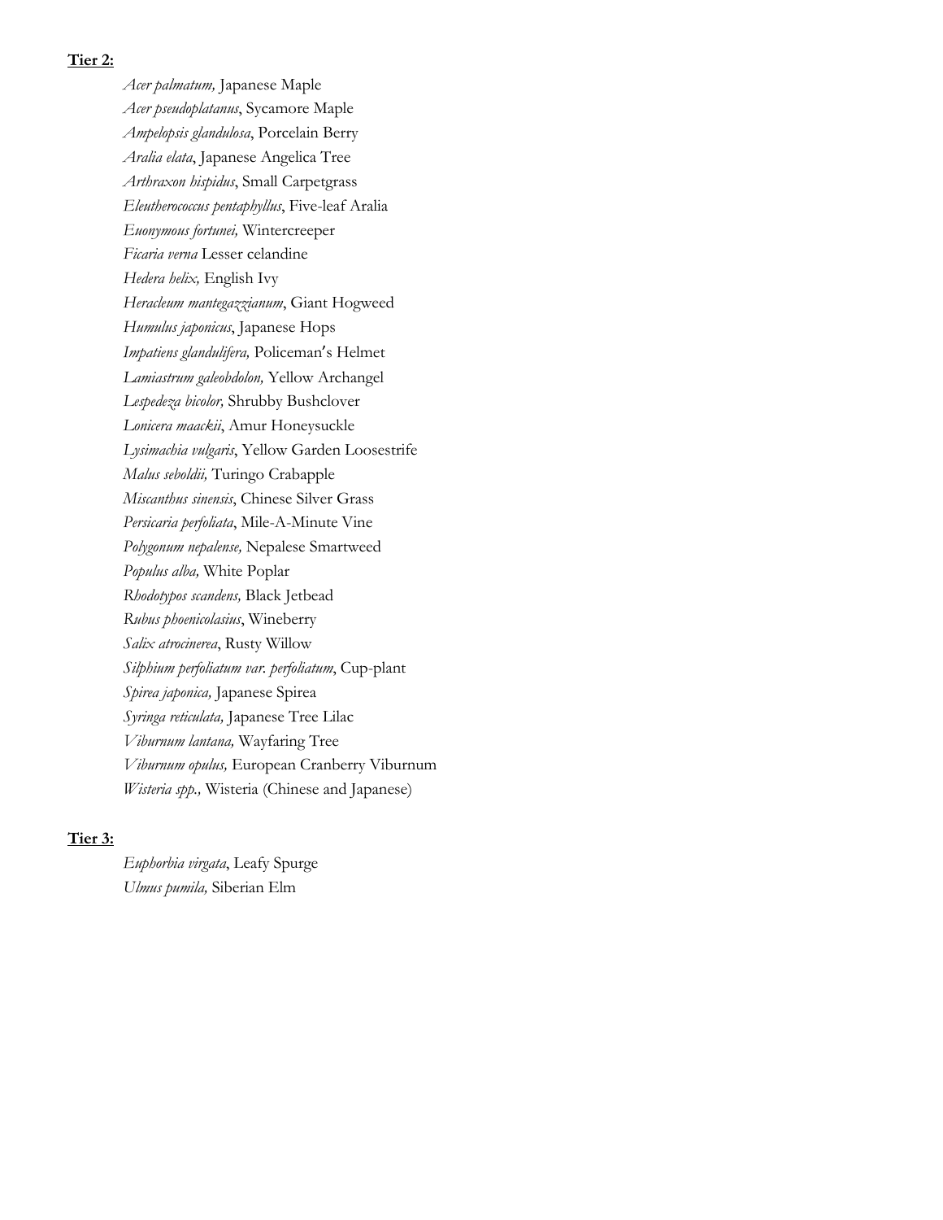**Tier 2:**

*Acer palmatum,* Japanese Maple
*Acer pseudoplatanus*, Sycamore Maple
*Ampelopsis glandulosa*, Porcelain Berry
*Aralia elata*, Japanese Angelica Tree
*Arthraxon hispidus*, Small Carpetgrass
*Eleutherococcus pentaphyllus*, Five-leaf Aralia
*Euonymous fortunei,* Wintercreeper
*Ficaria verna* Lesser celandine
*Hedera helix,* English Ivy
*Heracleum mantegazzianum*, Giant Hogweed
*Humulus japonicus*, Japanese Hops
*Impatiens glandulifera,* Policeman's Helmet
*Lamiastrum galeobdolon,* Yellow Archangel
*Lespedeza bicolor,* Shrubby Bushclover
*Lonicera maackii*, Amur Honeysuckle
*Lysimachia vulgaris*, Yellow Garden Loosestrife
*Malus seboldii,* Turingo Crabapple
*Miscanthus sinensis*, Chinese Silver Grass
*Persicaria perfoliata*, Mile-A-Minute Vine
*Polygonum nepalense,* Nepalese Smartweed
*Populus alba,* White Poplar
*Rhodotypos scandens,* Black Jetbead
*Rubus phoenicolasius*, Wineberry
*Salix atrocinerea*, Rusty Willow
*Silphium perfoliatum var. perfoliatum*, Cup-plant
*Spirea japonica,* Japanese Spirea
*Syringa reticulata,* Japanese Tree Lilac
*Viburnum lantana,* Wayfaring Tree
*Viburnum opulus,* European Cranberry Viburnum
*Wisteria spp.,* Wisteria (Chinese and Japanese)

**Tier 3:**

*Euphorbia virgata*, Leafy Spurge
*Ulmus pumila,* Siberian Elm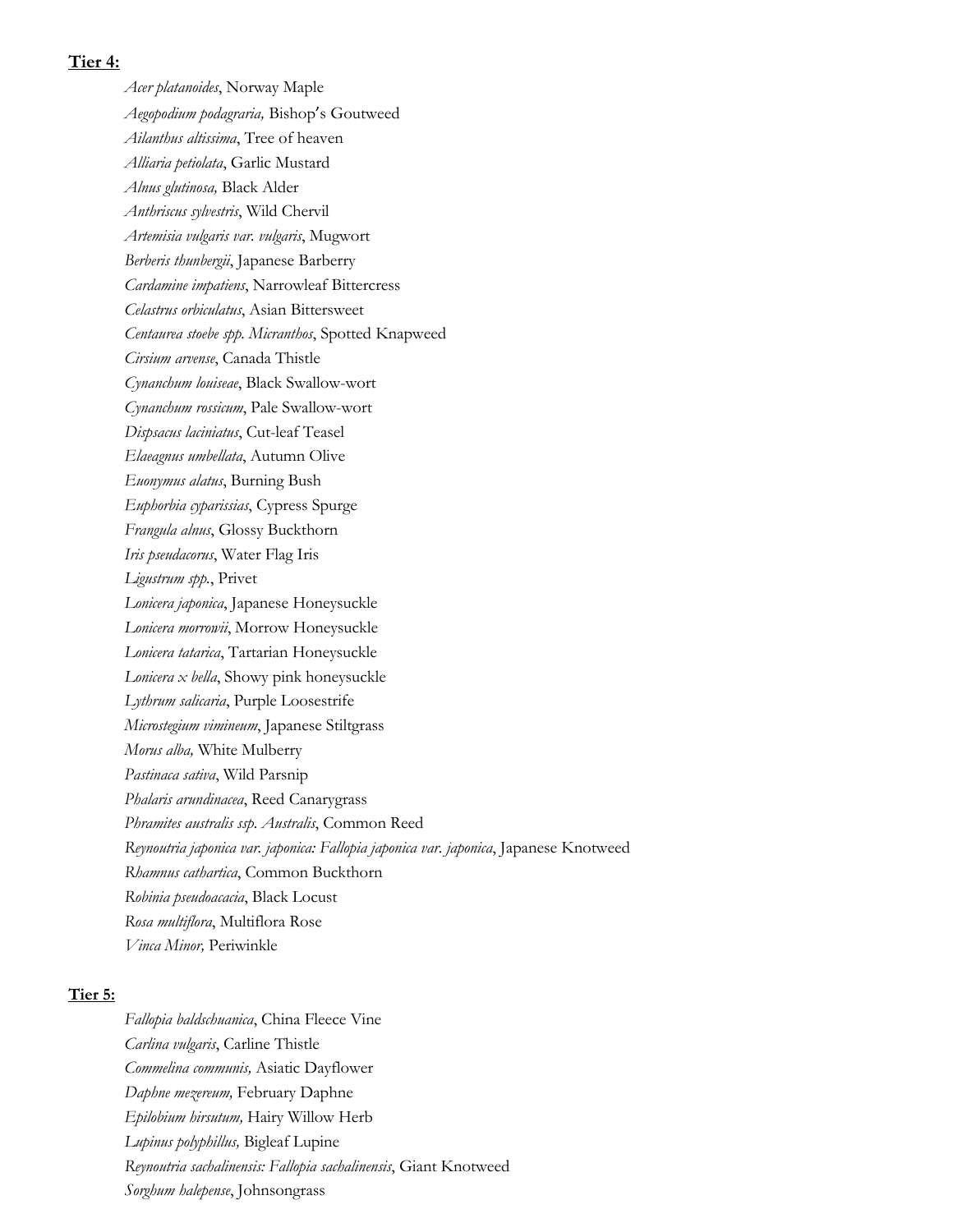**Tier 4:**

*Acer platanoides*, Norway Maple
*Aegopodium podagraria,* Bishop's Goutweed
*Ailanthus altissima*, Tree of heaven
*Alliaria petiolata*, Garlic Mustard
*Alnus glutinosa,* Black Alder
*Anthriscus sylvestris*, Wild Chervil
*Artemisia vulgaris var. vulgaris*, Mugwort
*Berberis thunbergii*, Japanese Barberry
*Cardamine impatiens*, Narrowleaf Bittercress
*Celastrus orbiculatus*, Asian Bittersweet
*Centaurea stoebe spp. Micranthos*, Spotted Knapweed
*Cirsium arvense*, Canada Thistle
*Cynanchum louiseae*, Black Swallow-wort
*Cynanchum rossicum*, Pale Swallow-wort
*Dispsacus laciniatus*, Cut-leaf Teasel
*Elaeagnus umbellata*, Autumn Olive
*Euonymus alatus*, Burning Bush
*Euphorbia cyparissias*, Cypress Spurge
*Frangula alnus*, Glossy Buckthorn
*Iris pseudacorus*, Water Flag Iris
*Ligustrum spp.*, Privet
*Lonicera japonica*, Japanese Honeysuckle
*Lonicera morrowii*, Morrow Honeysuckle
*Lonicera tatarica*, Tartarian Honeysuckle
*Lonicera x bella*, Showy pink honeysuckle
*Lythrum salicaria*, Purple Loosestrife
*Microstegium vimineum*, Japanese Stiltgrass
*Morus alba,* White Mulberry
*Pastinaca sativa*, Wild Parsnip
*Phalaris arundinacea*, Reed Canarygrass
*Phramites australis ssp. Australis*, Common Reed
*Reynoutria japonica var. japonica: Fallopia japonica var. japonica*, Japanese Knotweed
*Rhamnus cathartica*, Common Buckthorn
*Robinia pseudoacacia*, Black Locust
*Rosa multiflora*, Multiflora Rose
*Vinca Minor,* Periwinkle

**Tier 5:**

*Fallopia baldschuanica*, China Fleece Vine
*Carlina vulgaris*, Carline Thistle
*Commelina communis,* Asiatic Dayflower
*Daphne mezereum,* February Daphne
*Epilobium hirsutum,* Hairy Willow Herb
*Lupinus polyphillus,* Bigleaf Lupine
*Reynoutria sachalinensis: Fallopia sachalinensis*, Giant Knotweed
*Sorghum halepense*, Johnsongrass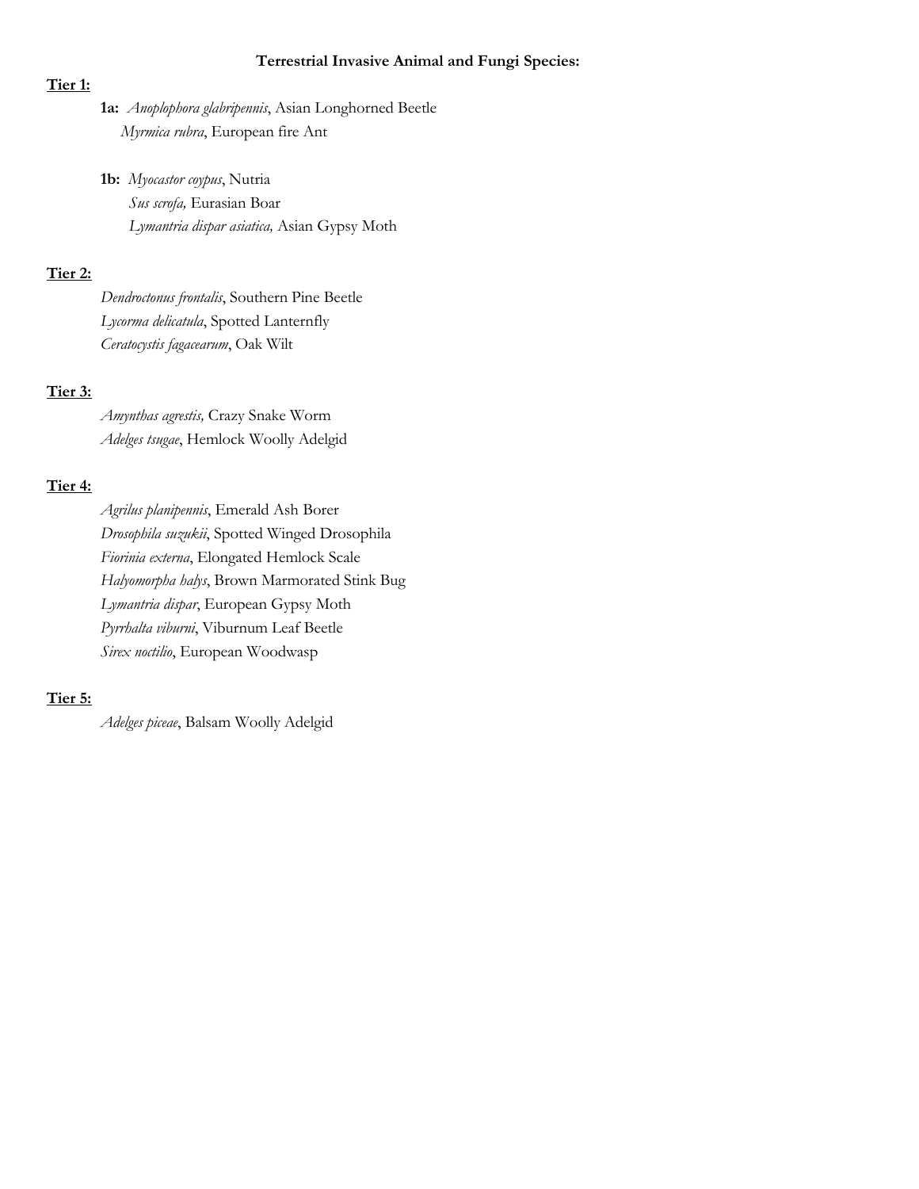**Terrestrial Invasive Animal and Fungi Species:**

**Tier 1:**

**1a:** *Anoplophora glabripennis*, Asian Longhorned Beetle
*Myrmica rubra*, European fire Ant

**1b:** *Myocastor coypus*, Nutria
*Sus scrofa,* Eurasian Boar
*Lymantria dispar asiatica,* Asian Gypsy Moth

**Tier 2:**

*Dendroctonus frontalis*, Southern Pine Beetle
*Lycorma delicatula*, Spotted Lanternfly
*Ceratocystis fagacearum*, Oak Wilt

**Tier 3:**

*Amynthas agrestis,* Crazy Snake Worm
*Adelges tsugae*, Hemlock Woolly Adelgid

**Tier 4:**

*Agrilus planipennis*, Emerald Ash Borer
*Drosophila suzukii*, Spotted Winged Drosophila
*Fiorinia externa*, Elongated Hemlock Scale
*Halyomorpha halys*, Brown Marmorated Stink Bug
*Lymantria dispar*, European Gypsy Moth
*Pyrrhalta viburni*, Viburnum Leaf Beetle
*Sirex noctilio*, European Woodwasp

**Tier 5:**

*Adelges piceae*, Balsam Woolly Adelgid